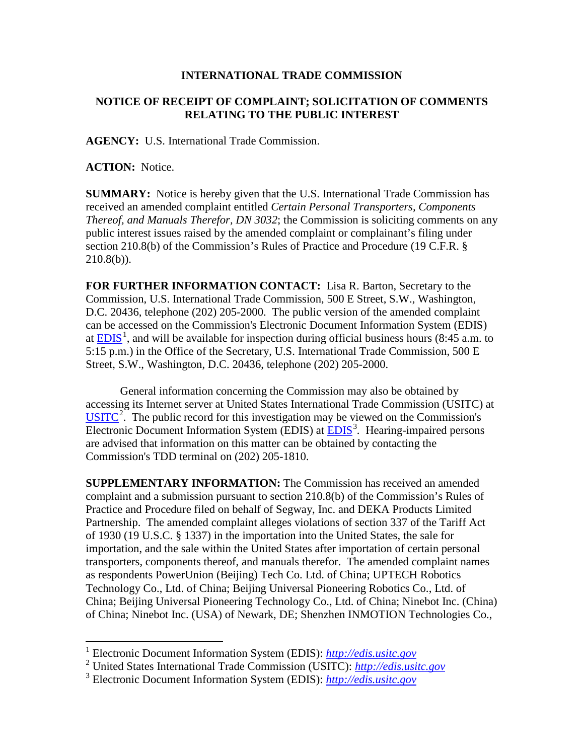**INTERNATIONAL TRADE COMMISSION**

**NOTICE OF RECEIPT OF COMPLAINT; SOLICITATION OF COMMENTS RELATING TO THE PUBLIC INTEREST**

**AGENCY:** U.S. International Trade Commission.

**ACTION:** Notice.

**SUMMARY:** Notice is hereby given that the U.S. International Trade Commission has received an amended complaint entitled *Certain Personal Transporters, Components Thereof, and Manuals Therefor, DN 3032*; the Commission is soliciting comments on any public interest issues raised by the amended complaint or complainant's filing under section 210.8(b) of the Commission's Rules of Practice and Procedure (19 C.F.R. § 210.8(b)).

**FOR FURTHER INFORMATION CONTACT:** Lisa R. Barton, Secretary to the Commission, U.S. International Trade Commission, 500 E Street, S.W., Washington, D.C. 20436, telephone (202) 205-2000. The public version of the amended complaint can be accessed on the Commission's Electronic Document Information System (EDIS) at EDIS[1], and will be available for inspection during official business hours (8:45 a.m. to 5:15 p.m.) in the Office of the Secretary, U.S. International Trade Commission, 500 E Street, S.W., Washington, D.C. 20436, telephone (202) 205-2000.

General information concerning the Commission may also be obtained by accessing its Internet server at United States International Trade Commission (USITC) at USITC[2]. The public record for this investigation may be viewed on the Commission's Electronic Document Information System (EDIS) at EDIS[3]. Hearing-impaired persons are advised that information on this matter can be obtained by contacting the Commission's TDD terminal on (202) 205-1810.

**SUPPLEMENTARY INFORMATION:** The Commission has received an amended complaint and a submission pursuant to section 210.8(b) of the Commission's Rules of Practice and Procedure filed on behalf of Segway, Inc. and DEKA Products Limited Partnership. The amended complaint alleges violations of section 337 of the Tariff Act of 1930 (19 U.S.C. § 1337) in the importation into the United States, the sale for importation, and the sale within the United States after importation of certain personal transporters, components thereof, and manuals therefor. The amended complaint names as respondents PowerUnion (Beijing) Tech Co. Ltd. of China; UPTECH Robotics Technology Co., Ltd. of China; Beijing Universal Pioneering Robotics Co., Ltd. of China; Beijing Universal Pioneering Technology Co., Ltd. of China; Ninebot Inc. (China) of China; Ninebot Inc. (USA) of Newark, DE; Shenzhen INMOTION Technologies Co.,

---

[1] Electronic Document Information System (EDIS): *http://edis.usitc.gov*

[2] United States International Trade Commission (USITC): *http://edis.usitc.gov*

[3] Electronic Document Information System (EDIS): *http://edis.usitc.gov*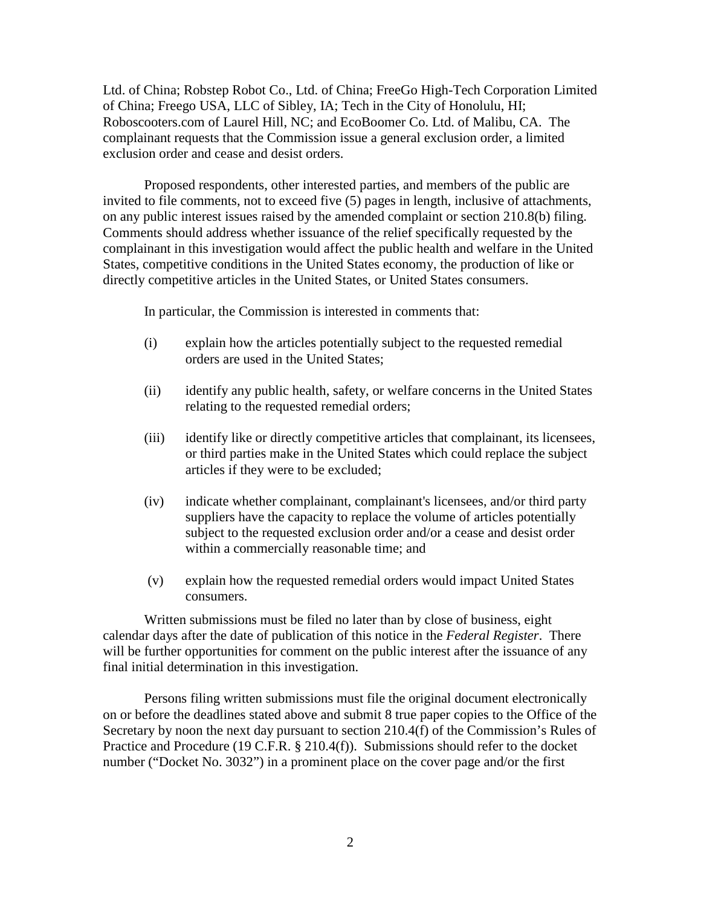Ltd. of China; Robstep Robot Co., Ltd. of China; FreeGo High-Tech Corporation Limited of China; Freego USA, LLC of Sibley, IA; Tech in the City of Honolulu, HI; Roboscooters.com of Laurel Hill, NC; and EcoBoomer Co. Ltd. of Malibu, CA. The complainant requests that the Commission issue a general exclusion order, a limited exclusion order and cease and desist orders.

Proposed respondents, other interested parties, and members of the public are invited to file comments, not to exceed five (5) pages in length, inclusive of attachments, on any public interest issues raised by the amended complaint or section 210.8(b) filing. Comments should address whether issuance of the relief specifically requested by the complainant in this investigation would affect the public health and welfare in the United States, competitive conditions in the United States economy, the production of like or directly competitive articles in the United States, or United States consumers.

In particular, the Commission is interested in comments that:

(i) explain how the articles potentially subject to the requested remedial orders are used in the United States;

(ii) identify any public health, safety, or welfare concerns in the United States relating to the requested remedial orders;

(iii) identify like or directly competitive articles that complainant, its licensees, or third parties make in the United States which could replace the subject articles if they were to be excluded;

(iv) indicate whether complainant, complainant's licensees, and/or third party suppliers have the capacity to replace the volume of articles potentially subject to the requested exclusion order and/or a cease and desist order within a commercially reasonable time; and

(v) explain how the requested remedial orders would impact United States consumers.

Written submissions must be filed no later than by close of business, eight calendar days after the date of publication of this notice in the *Federal Register*. There will be further opportunities for comment on the public interest after the issuance of any final initial determination in this investigation.

Persons filing written submissions must file the original document electronically on or before the deadlines stated above and submit 8 true paper copies to the Office of the Secretary by noon the next day pursuant to section 210.4(f) of the Commission's Rules of Practice and Procedure (19 C.F.R. § 210.4(f)). Submissions should refer to the docket number ("Docket No. 3032") in a prominent place on the cover page and/or the first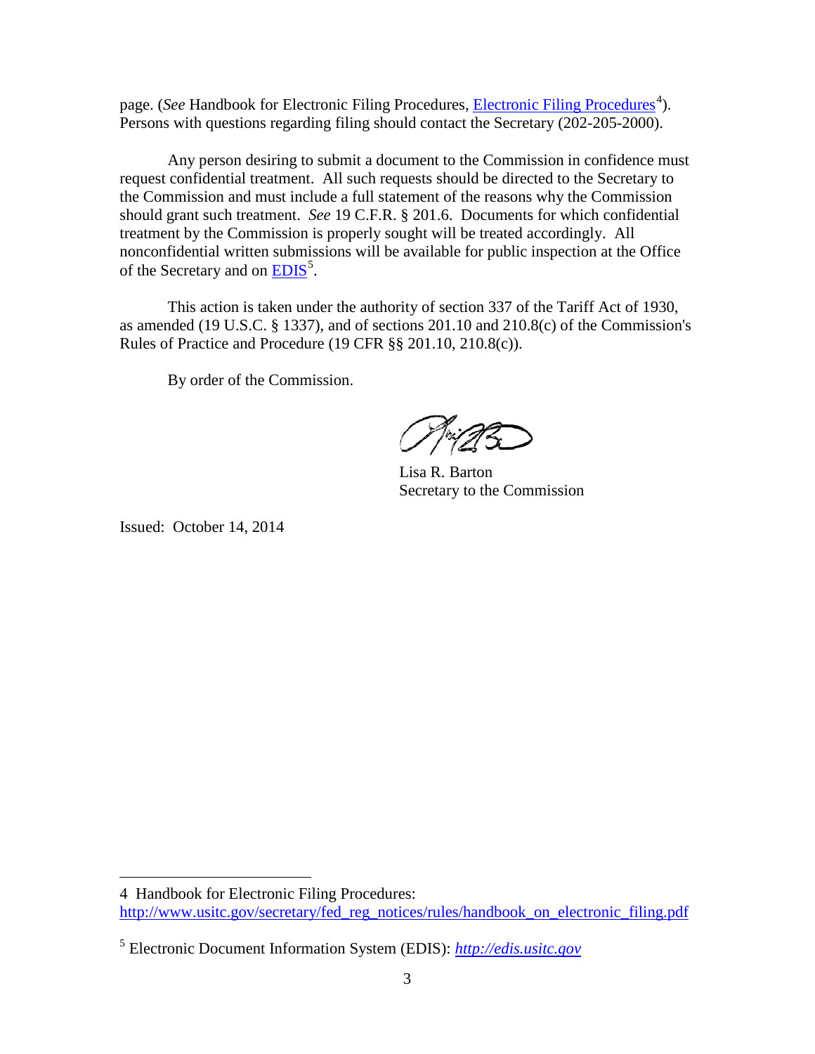page. (*See* Handbook for Electronic Filing Procedures, Electronic Filing Procedures[4]). Persons with questions regarding filing should contact the Secretary (202-205-2000).

Any person desiring to submit a document to the Commission in confidence must request confidential treatment. All such requests should be directed to the Secretary to the Commission and must include a full statement of the reasons why the Commission should grant such treatment. *See* 19 C.F.R. § 201.6. Documents for which confidential treatment by the Commission is properly sought will be treated accordingly. All nonconfidential written submissions will be available for public inspection at the Office of the Secretary and on EDIS[5].

This action is taken under the authority of section 337 of the Tariff Act of 1930, as amended (19 U.S.C. § 1337), and of sections 201.10 and 210.8(c) of the Commission's Rules of Practice and Procedure (19 CFR §§ 201.10, 210.8(c)).

By order of the Commission.

Lisa R. Barton
Secretary to the Commission

Issued: October 14, 2014

---

4 Handbook for Electronic Filing Procedures: http://www.usitc.gov/secretary/fed_reg_notices/rules/handbook_on_electronic_filing.pdf

5 Electronic Document Information System (EDIS): *http://edis.usitc.gov*